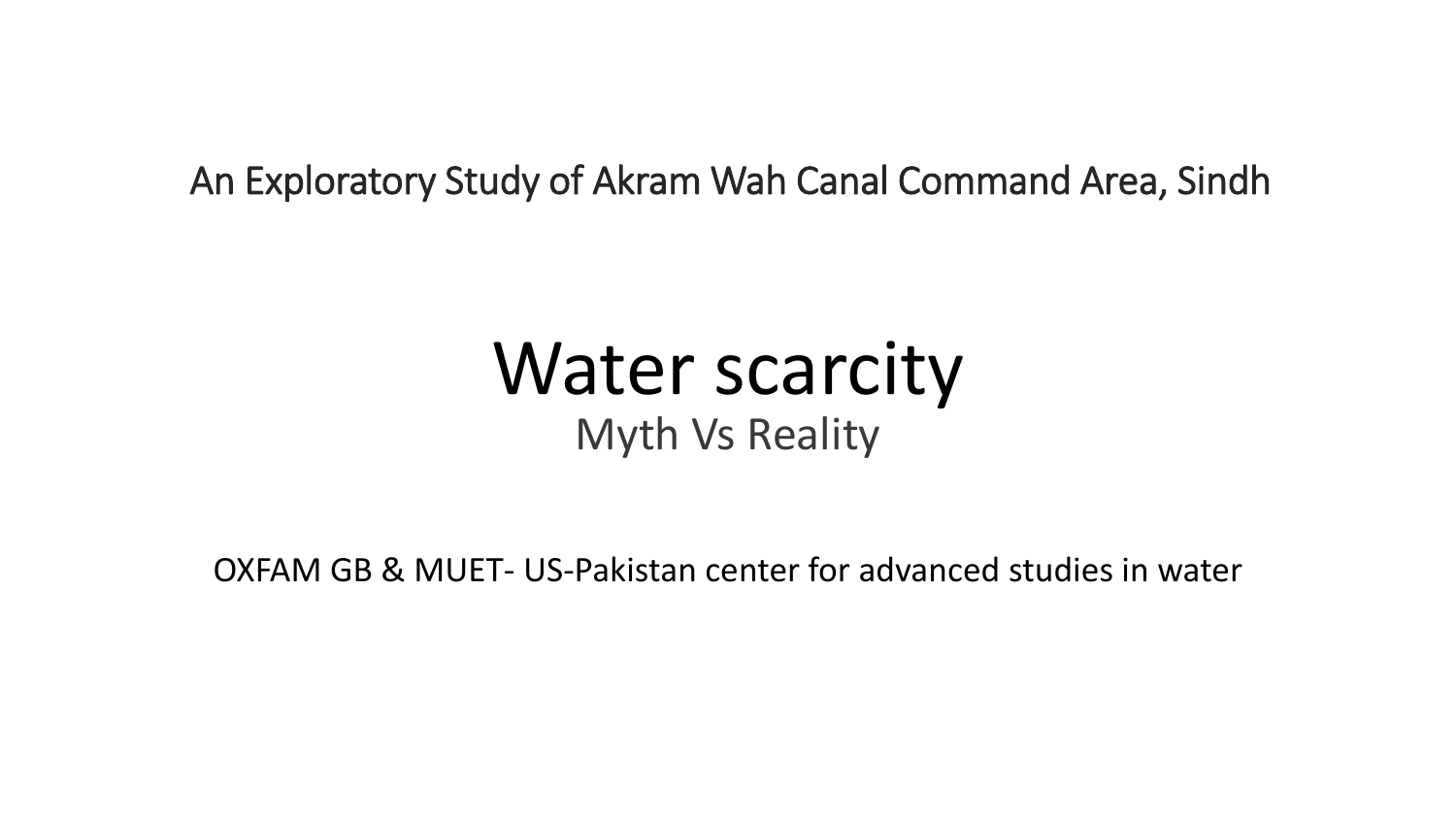An Exploratory Study of Akram Wah Canal Command Area, Sindh

# Water scarcity

## Myth Vs Reality

OXFAM GB & MUET- US-Pakistan center for advanced studies in water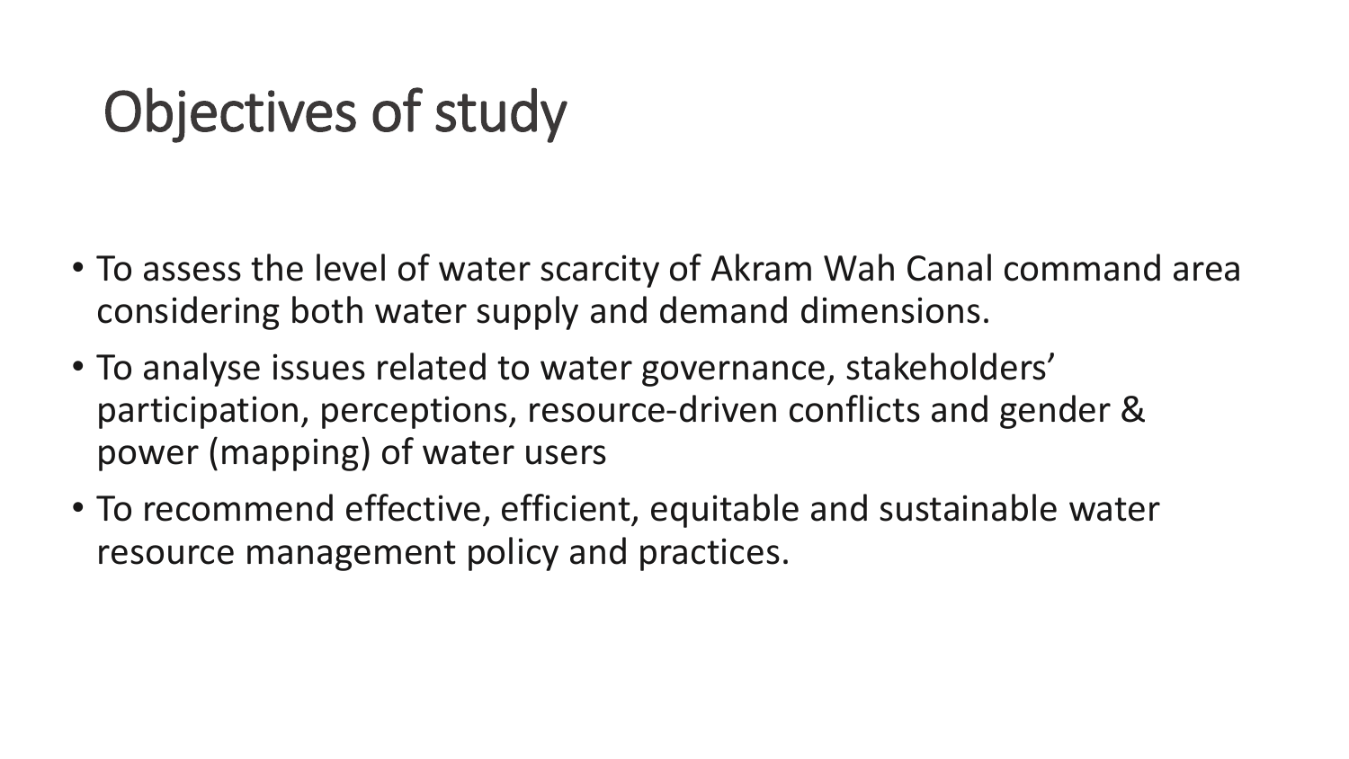# Objectives of study

- To assess the level of water scarcity of Akram Wah Canal command area considering both water supply and demand dimensions.
- To analyse issues related to water governance, stakeholders' participation, perceptions, resource-driven conflicts and gender & power (mapping) of water users
- To recommend effective, efficient, equitable and sustainable water resource management policy and practices.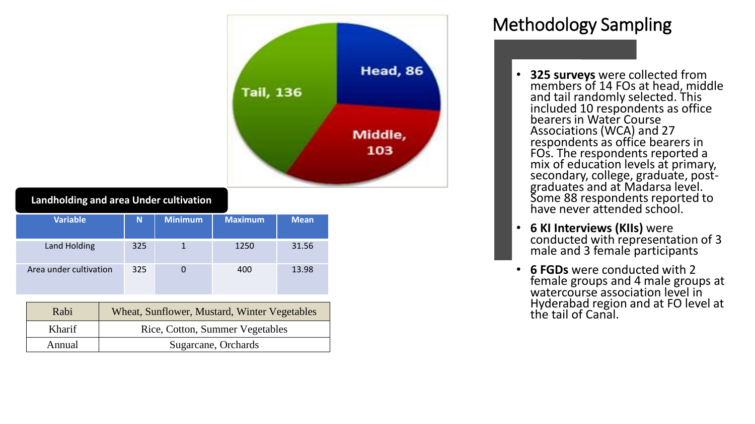# Methodology Sampling

- **325 surveys** were collected from members of 14 FOs at head, middle and tail randomly selected. This included 10 respondents as office bearers in Water Course Associations (WCA) and 27 respondents as office bearers in FOs. The respondents reported a mix of education levels at primary, secondary, college, graduate, post-graduates and at Madarsa level. Some 88 respondents reported to have never attended school.
- **6 KI Interviews (KIIs)** were conducted with representation of 3 male and 3 female participants
- **6 FGDs** were conducted with 2 female groups and 4 male groups at watercourse association level in Hyderabad region and at FO level at the tail of Canal.

Head, 86

Middle, 103

Tail, 136

**Landholding and area Under cultivation**

| Variable | N | Minimum | Maximum | Mean |
|---|---|---|---|---|
| Land Holding | 325 | 1 | 1250 | 31.56 |
| Area under cultivation | 325 | 0 | 400 | 13.98 |

| Rabi | Wheat, Sunflower, Mustard, Winter Vegetables |
|---|---|
| Kharif | Rice, Cotton, Summer Vegetables |
| Annual | Sugarcane, Orchards |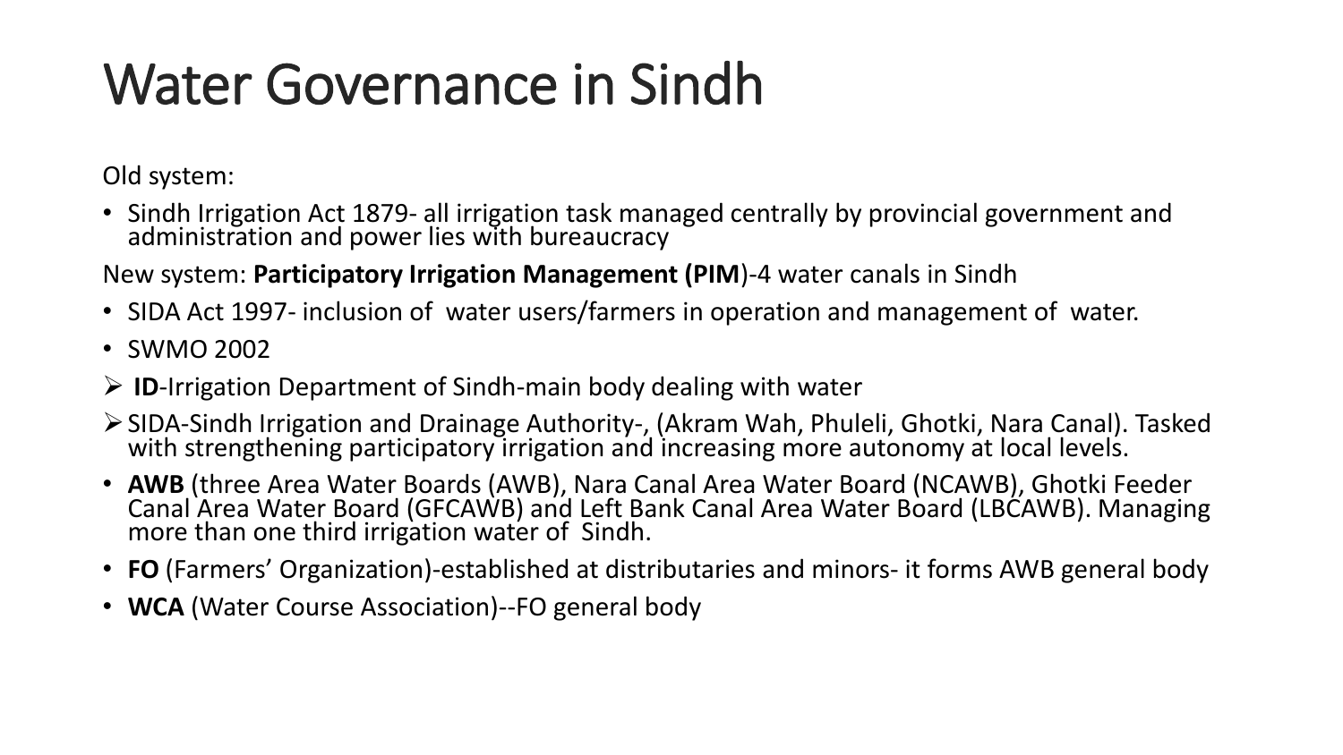# Water Governance in Sindh

Old system:

- Sindh Irrigation Act 1879- all irrigation task managed centrally by provincial government and administration and power lies with bureaucracy

New system: **Participatory Irrigation Management (PIM**)-4 water canals in Sindh

- SIDA Act 1997- inclusion of water users/farmers in operation and management of water.
- SWMO 2002

- **ID**-Irrigation Department of Sindh-main body dealing with water
- SIDA-Sindh Irrigation and Drainage Authority-, (Akram Wah, Phuleli, Ghotki, Nara Canal). Tasked with strengthening participatory irrigation and increasing more autonomy at local levels.

- **AWB** (three Area Water Boards (AWB), Nara Canal Area Water Board (NCAWB), Ghotki Feeder Canal Area Water Board (GFCAWB) and Left Bank Canal Area Water Board (LBCAWB). Managing more than one third irrigation water of Sindh.
- **FO** (Farmers' Organization)-established at distributaries and minors- it forms AWB general body
- **WCA** (Water Course Association)--FO general body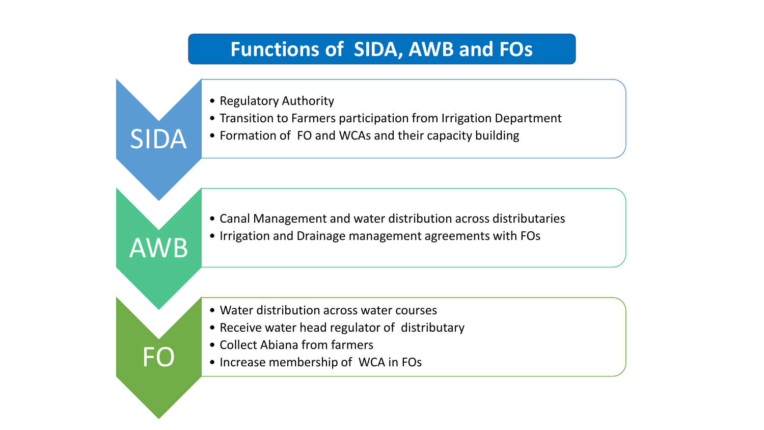# Functions of SIDA, AWB and FOs

## SIDA

- Regulatory Authority
- Transition to Farmers participation from Irrigation Department
- Formation of FO and WCAs and their capacity building

## AWB

- Canal Management and water distribution across distributaries
- Irrigation and Drainage management agreements with FOs

## FO

- Water distribution across water courses
- Receive water head regulator of distributary
- Collect Abiana from farmers
- Increase membership of WCA in FOs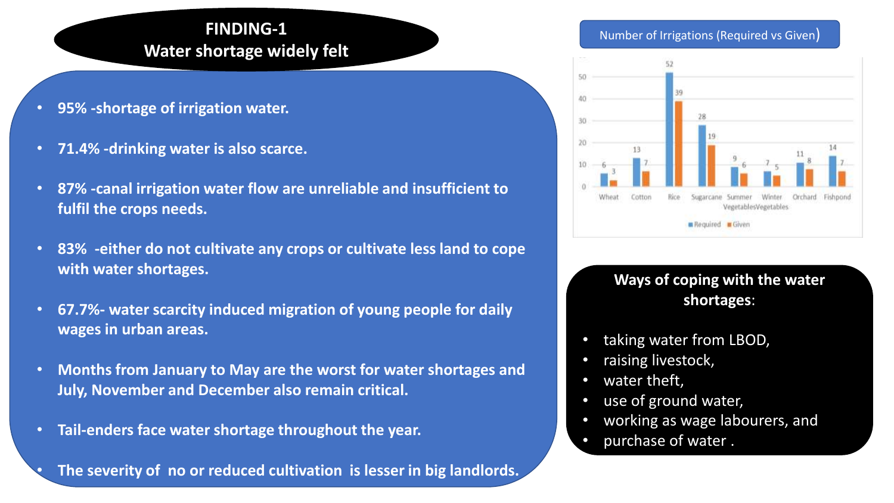# FINDING-1
## Water shortage widely felt

- **95% -shortage of irrigation water.**
- **71.4% -drinking water is also scarce.**
- **87% -canal irrigation water flow are unreliable and insufficient to fulfil the crops needs.**
- **83% -either do not cultivate any crops or cultivate less land to cope with water shortages.**
- **67.7%- water scarcity induced migration of young people for daily wages in urban areas.**
- **Months from January to May are the worst for water shortages and July, November and December also remain critical.**
- **Tail-enders face water shortage throughout the year.**
- **The severity of no or reduced cultivation is lesser in big landlords.**

### Number of Irrigations (Required vs Given)

| Crop | Required | Given |
|---|---|---|
| Wheat | 6 | 3 |
| Cotton | 13 | 7 |
| Rice | 52 | 39 |
| Sugarcane | 28 | 19 |
| Summer Vegetables | 9 | 6 |
| Winter Vegetables | 7 | 5 |
| Orchard | 11 | 8 |
| Fishpond | 14 | 7 |

### Ways of coping with the water shortages:

- taking water from LBOD,
- raising livestock,
- water theft,
- use of ground water,
- working as wage labourers, and
- purchase of water .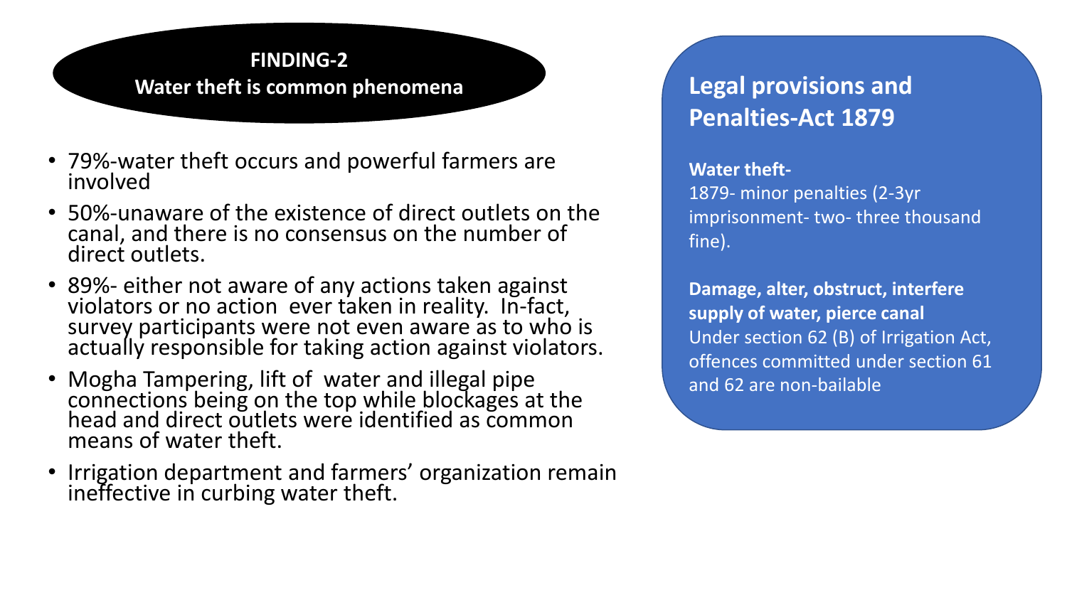## FINDING-2
**Water theft is common phenomena**

- 79%-water theft occurs and powerful farmers are involved
- 50%-unaware of the existence of direct outlets on the canal, and there is no consensus on the number of direct outlets.
- 89%- either not aware of any actions taken against violators or no action ever taken in reality. In-fact, survey participants were not even aware as to who is actually responsible for taking action against violators.
- Mogha Tampering, lift of water and illegal pipe connections being on the top while blockages at the head and direct outlets were identified as common means of water theft.
- Irrigation department and farmers' organization remain ineffective in curbing water theft.

## Legal provisions and Penalties-Act 1879

**Water theft-**
1879- minor penalties (2-3yr imprisonment- two- three thousand fine).

**Damage, alter, obstruct, interfere supply of water, pierce canal**
Under section 62 (B) of Irrigation Act, offences committed under section 61 and 62 are non-bailable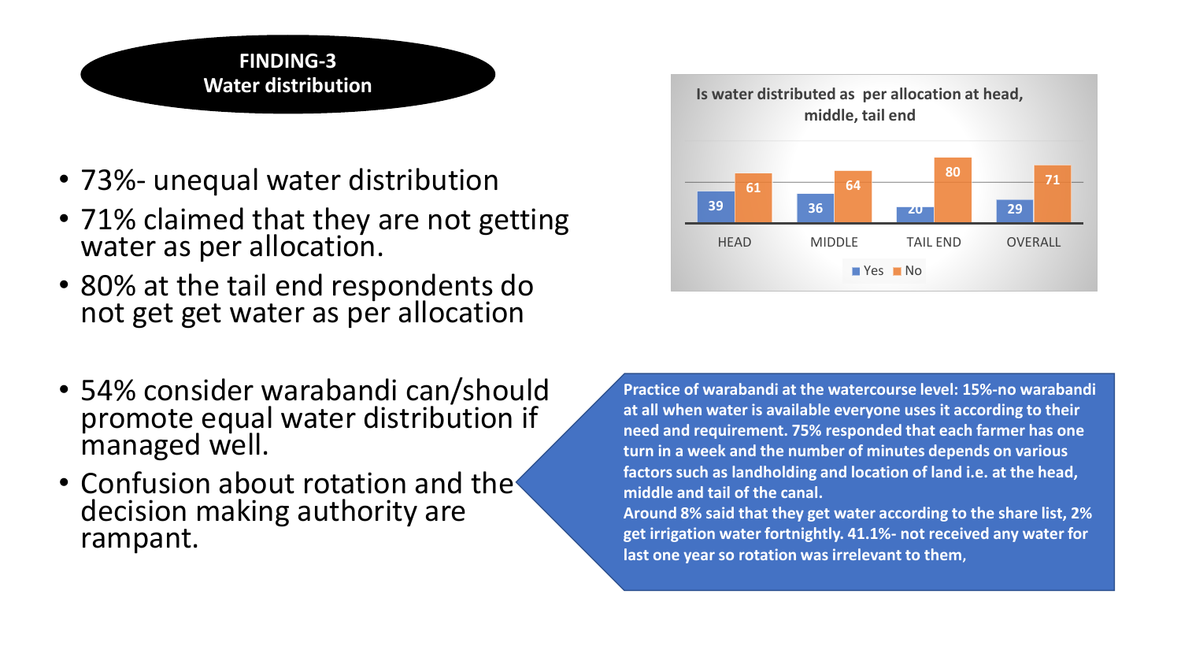## FINDING-3
## Water distribution

- 73%- unequal water distribution
- 71% claimed that they are not getting water as per allocation.
- 80% at the tail end respondents do not get get water as per allocation

**Is water distributed as per allocation at head, middle, tail end**

| | HEAD | MIDDLE | TAIL END | OVERALL |
|---|---|---|---|---|
| Yes | 39 | 36 | 20 | 29 |
| No | 61 | 64 | 80 | 71 |

- 54% consider warabandi can/should promote equal water distribution if managed well.
- Confusion about rotation and the decision making authority are rampant.

**Practice of warabandi at the watercourse level: 15%-no warabandi at all when water is available everyone uses it according to their need and requirement. 75% responded that each farmer has one turn in a week and the number of minutes depends on various factors such as landholding and location of land i.e. at the head, middle and tail of the canal.**
**Around 8% said that they get water according to the share list, 2% get irrigation water fortnightly. 41.1%- not received any water for last one year so rotation was irrelevant to them,**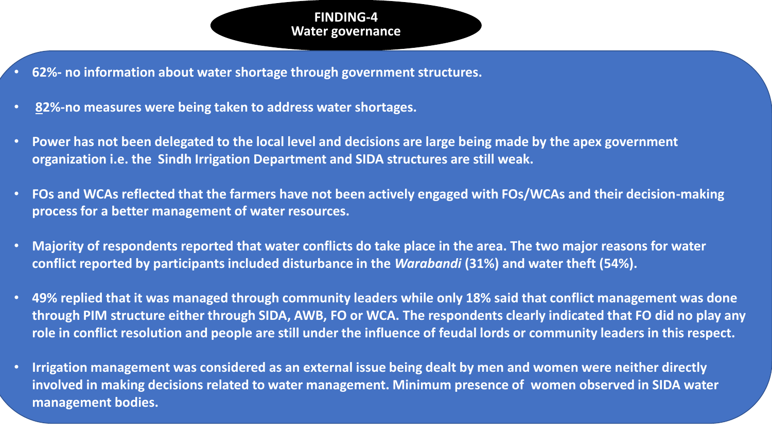## FINDING-4
## Water governance

- **62%- no information about water shortage through government structures.**
- **82%-no measures were being taken to address water shortages.**
- **Power has not been delegated to the local level and decisions are large being made by the apex government organization i.e. the Sindh Irrigation Department and SIDA structures are still weak.**
- **FOs and WCAs reflected that the farmers have not been actively engaged with FOs/WCAs and their decision-making process for a better management of water resources.**
- **Majority of respondents reported that water conflicts do take place in the area. The two major reasons for water conflict reported by participants included disturbance in the *Warabandi* (31%) and water theft (54%).**
- **49% replied that it was managed through community leaders while only 18% said that conflict management was done through PIM structure either through SIDA, AWB, FO or WCA. The respondents clearly indicated that FO did no play any role in conflict resolution and people are still under the influence of feudal lords or community leaders in this respect.**
- **Irrigation management was considered as an external issue being dealt by men and women were neither directly involved in making decisions related to water management. Minimum presence of women observed in SIDA water management bodies.**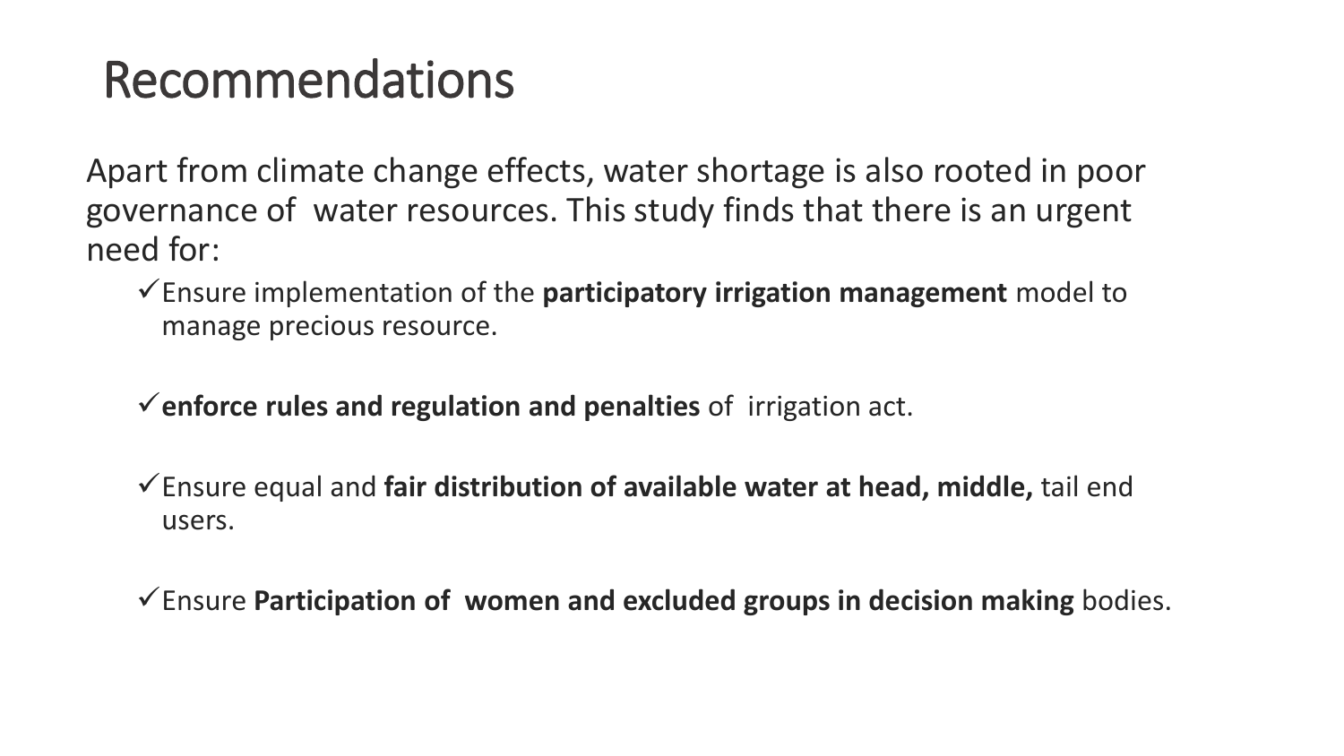# Recommendations

Apart from climate change effects, water shortage is also rooted in poor governance of water resources. This study finds that there is an urgent need for:

- ✓Ensure implementation of the **participatory irrigation management** model to manage precious resource.
- ✓**enforce rules and regulation and penalties** of irrigation act.
- ✓Ensure equal and **fair distribution of available water at head, middle,** tail end users.
- ✓Ensure **Participation of women and excluded groups in decision making** bodies.